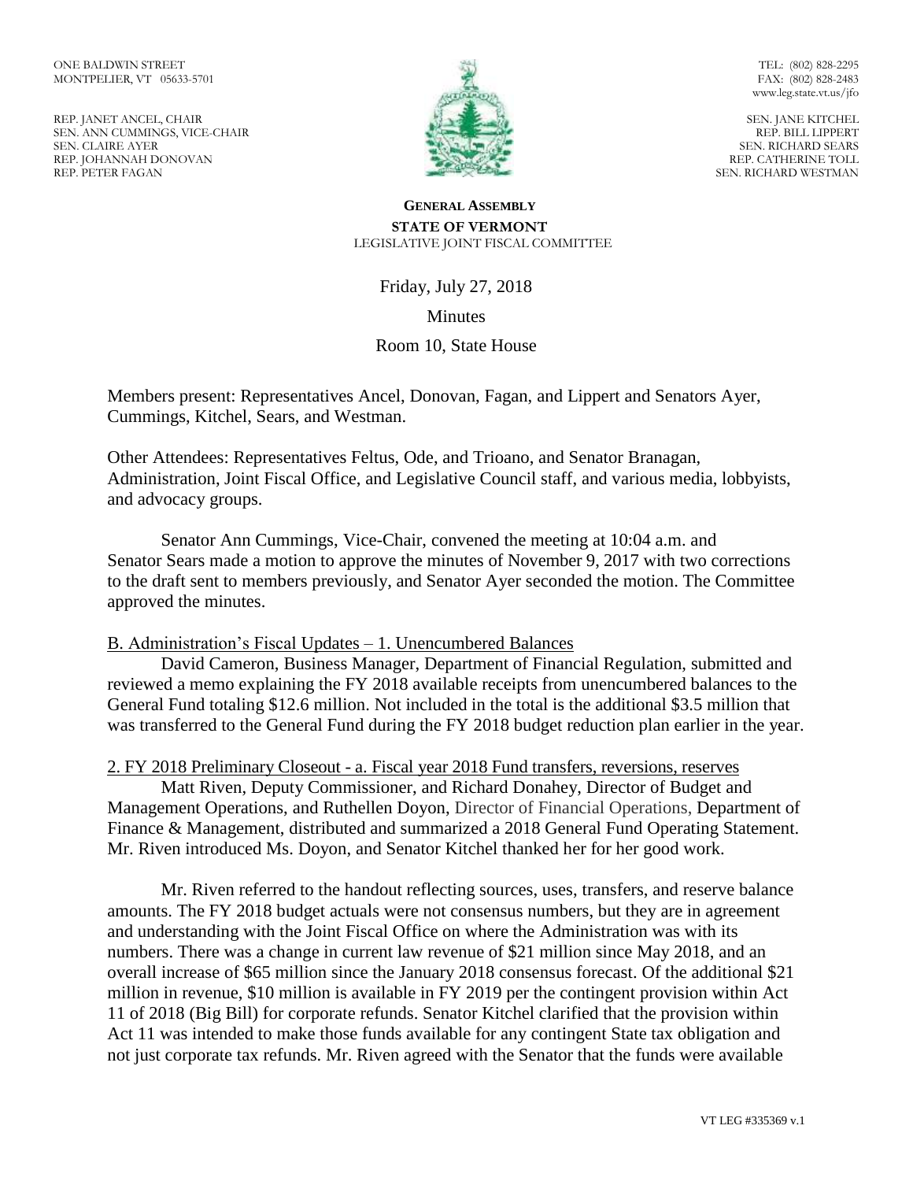ONE BALDWIN STREET
MONTPELIER, VT 05633-5701

REP. JANET ANCEL, CHAIR
SEN. ANN CUMMINGS, VICE-CHAIR
SEN. CLAIRE AYER
REP. JOHANNAH DONOVAN
REP. PETER FAGAN

TEL: (802) 828-2295
FAX: (802) 828-2483
www.leg.state.vt.us/jfo

SEN. JANE KITCHEL
REP. BILL LIPPERT
SEN. RICHARD SEARS
REP. CATHERINE TOLL
SEN. RICHARD WESTMAN

**GENERAL ASSEMBLY**
**STATE OF VERMONT**
LEGISLATIVE JOINT FISCAL COMMITTEE

Friday, July 27, 2018

Minutes

Room 10, State House

Members present: Representatives Ancel, Donovan, Fagan, and Lippert and Senators Ayer, Cummings, Kitchel, Sears, and Westman.

Other Attendees: Representatives Feltus, Ode, and Trioano, and Senator Branagan, Administration, Joint Fiscal Office, and Legislative Council staff, and various media, lobbyists, and advocacy groups.

Senator Ann Cummings, Vice-Chair, convened the meeting at 10:04 a.m. and Senator Sears made a motion to approve the minutes of November 9, 2017 with two corrections to the draft sent to members previously, and Senator Ayer seconded the motion. The Committee approved the minutes.

B. Administration's Fiscal Updates – 1. Unencumbered Balances

David Cameron, Business Manager, Department of Financial Regulation, submitted and reviewed a memo explaining the FY 2018 available receipts from unencumbered balances to the General Fund totaling $12.6 million. Not included in the total is the additional $3.5 million that was transferred to the General Fund during the FY 2018 budget reduction plan earlier in the year.

2. FY 2018 Preliminary Closeout - a. Fiscal year 2018 Fund transfers, reversions, reserves

Matt Riven, Deputy Commissioner, and Richard Donahey, Director of Budget and Management Operations, and Ruthellen Doyon, Director of Financial Operations, Department of Finance & Management, distributed and summarized a 2018 General Fund Operating Statement. Mr. Riven introduced Ms. Doyon, and Senator Kitchel thanked her for her good work.

Mr. Riven referred to the handout reflecting sources, uses, transfers, and reserve balance amounts. The FY 2018 budget actuals were not consensus numbers, but they are in agreement and understanding with the Joint Fiscal Office on where the Administration was with its numbers. There was a change in current law revenue of $21 million since May 2018, and an overall increase of $65 million since the January 2018 consensus forecast. Of the additional $21 million in revenue, $10 million is available in FY 2019 per the contingent provision within Act 11 of 2018 (Big Bill) for corporate refunds. Senator Kitchel clarified that the provision within Act 11 was intended to make those funds available for any contingent State tax obligation and not just corporate tax refunds. Mr. Riven agreed with the Senator that the funds were available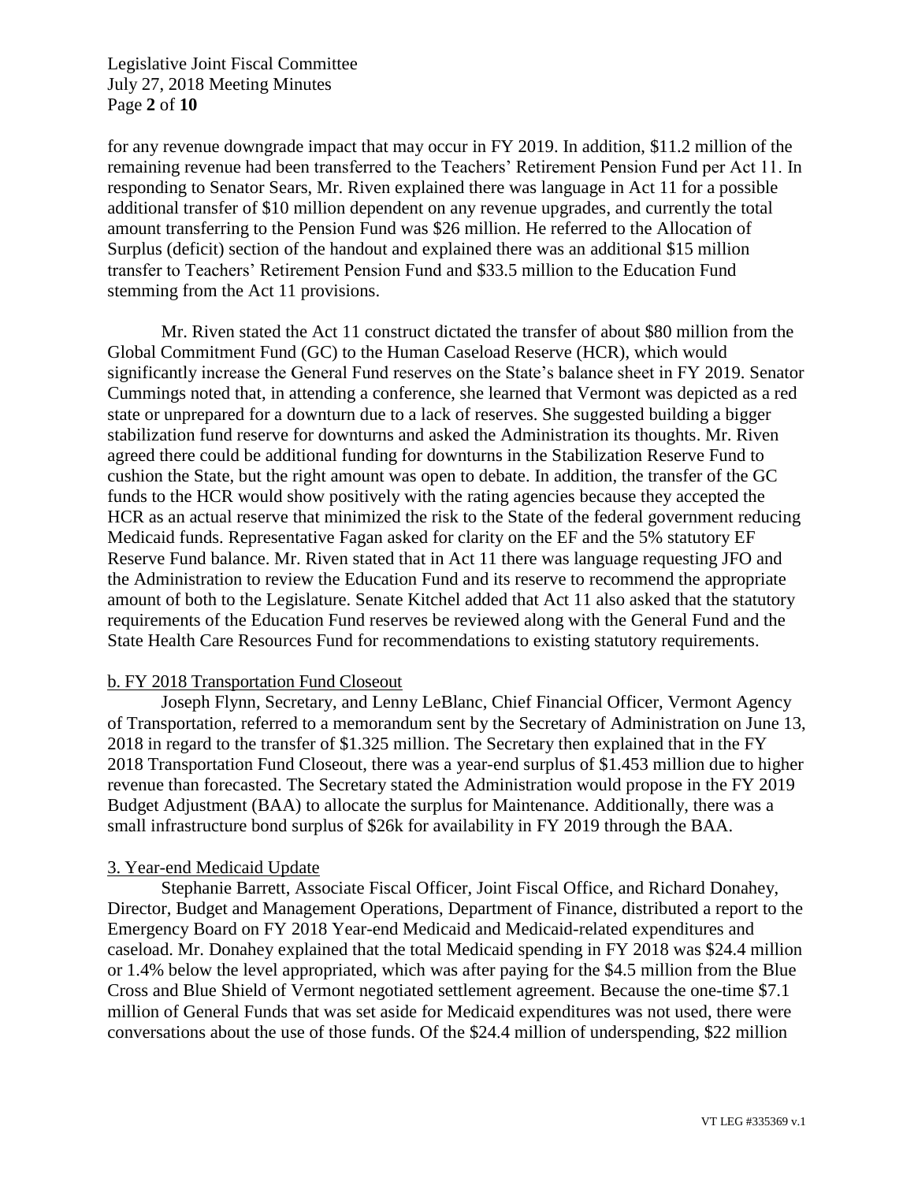for any revenue downgrade impact that may occur in FY 2019. In addition, $11.2 million of the remaining revenue had been transferred to the Teachers' Retirement Pension Fund per Act 11. In responding to Senator Sears, Mr. Riven explained there was language in Act 11 for a possible additional transfer of $10 million dependent on any revenue upgrades, and currently the total amount transferring to the Pension Fund was $26 million. He referred to the Allocation of Surplus (deficit) section of the handout and explained there was an additional $15 million transfer to Teachers' Retirement Pension Fund and $33.5 million to the Education Fund stemming from the Act 11 provisions.

Mr. Riven stated the Act 11 construct dictated the transfer of about $80 million from the Global Commitment Fund (GC) to the Human Caseload Reserve (HCR), which would significantly increase the General Fund reserves on the State's balance sheet in FY 2019. Senator Cummings noted that, in attending a conference, she learned that Vermont was depicted as a red state or unprepared for a downturn due to a lack of reserves. She suggested building a bigger stabilization fund reserve for downturns and asked the Administration its thoughts. Mr. Riven agreed there could be additional funding for downturns in the Stabilization Reserve Fund to cushion the State, but the right amount was open to debate. In addition, the transfer of the GC funds to the HCR would show positively with the rating agencies because they accepted the HCR as an actual reserve that minimized the risk to the State of the federal government reducing Medicaid funds. Representative Fagan asked for clarity on the EF and the 5% statutory EF Reserve Fund balance. Mr. Riven stated that in Act 11 there was language requesting JFO and the Administration to review the Education Fund and its reserve to recommend the appropriate amount of both to the Legislature. Senate Kitchel added that Act 11 also asked that the statutory requirements of the Education Fund reserves be reviewed along with the General Fund and the State Health Care Resources Fund for recommendations to existing statutory requirements.

b. FY 2018 Transportation Fund Closeout

Joseph Flynn, Secretary, and Lenny LeBlanc, Chief Financial Officer, Vermont Agency of Transportation, referred to a memorandum sent by the Secretary of Administration on June 13, 2018 in regard to the transfer of $1.325 million. The Secretary then explained that in the FY 2018 Transportation Fund Closeout, there was a year-end surplus of $1.453 million due to higher revenue than forecasted. The Secretary stated the Administration would propose in the FY 2019 Budget Adjustment (BAA) to allocate the surplus for Maintenance. Additionally, there was a small infrastructure bond surplus of $26k for availability in FY 2019 through the BAA.

3. Year-end Medicaid Update

Stephanie Barrett, Associate Fiscal Officer, Joint Fiscal Office, and Richard Donahey, Director, Budget and Management Operations, Department of Finance, distributed a report to the Emergency Board on FY 2018 Year-end Medicaid and Medicaid-related expenditures and caseload. Mr. Donahey explained that the total Medicaid spending in FY 2018 was $24.4 million or 1.4% below the level appropriated, which was after paying for the $4.5 million from the Blue Cross and Blue Shield of Vermont negotiated settlement agreement. Because the one-time $7.1 million of General Funds that was set aside for Medicaid expenditures was not used, there were conversations about the use of those funds. Of the $24.4 million of underspending, $22 million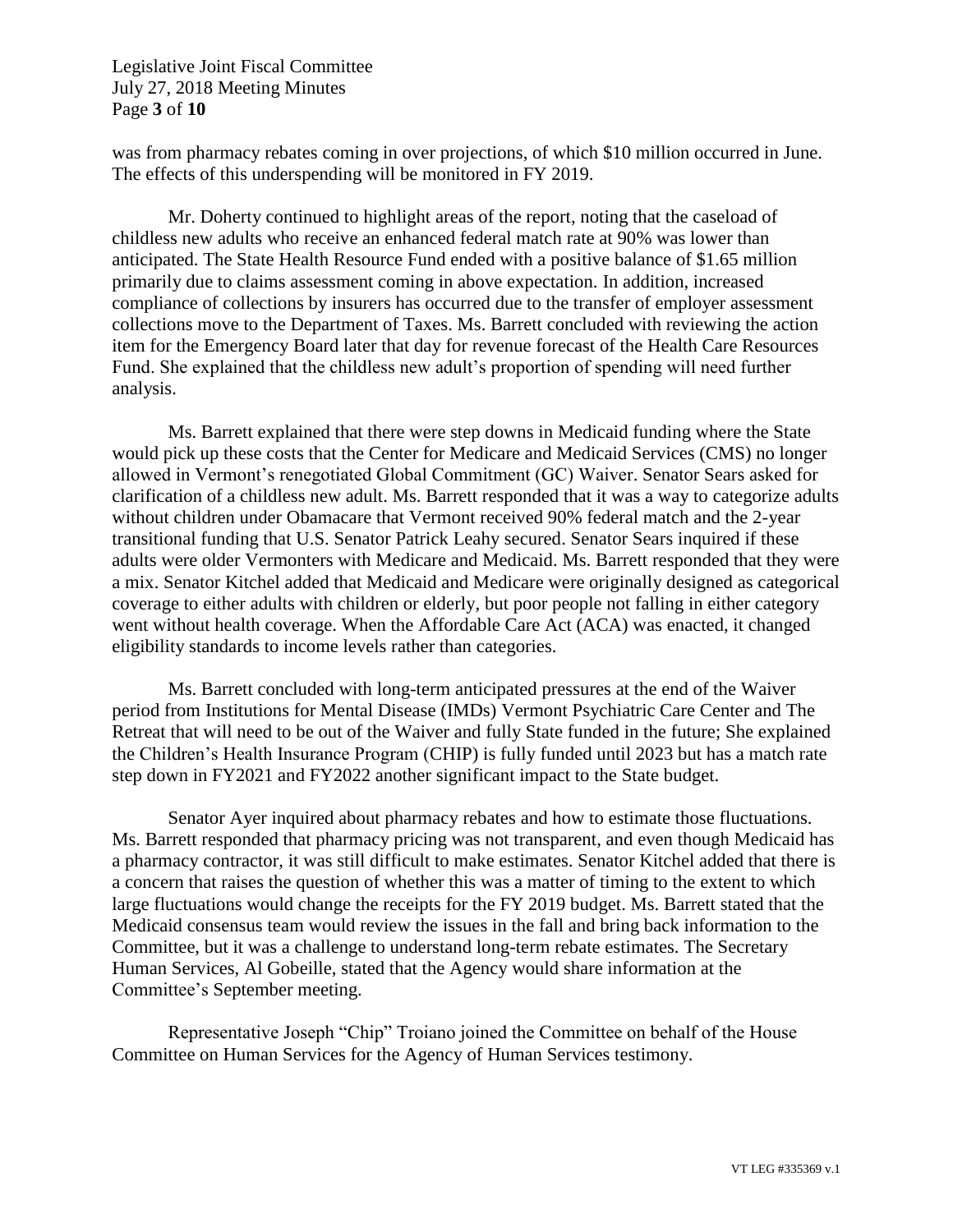was from pharmacy rebates coming in over projections, of which $10 million occurred in June. The effects of this underspending will be monitored in FY 2019.

Mr. Doherty continued to highlight areas of the report, noting that the caseload of childless new adults who receive an enhanced federal match rate at 90% was lower than anticipated. The State Health Resource Fund ended with a positive balance of $1.65 million primarily due to claims assessment coming in above expectation. In addition, increased compliance of collections by insurers has occurred due to the transfer of employer assessment collections move to the Department of Taxes. Ms. Barrett concluded with reviewing the action item for the Emergency Board later that day for revenue forecast of the Health Care Resources Fund. She explained that the childless new adult's proportion of spending will need further analysis.

Ms. Barrett explained that there were step downs in Medicaid funding where the State would pick up these costs that the Center for Medicare and Medicaid Services (CMS) no longer allowed in Vermont's renegotiated Global Commitment (GC) Waiver. Senator Sears asked for clarification of a childless new adult. Ms. Barrett responded that it was a way to categorize adults without children under Obamacare that Vermont received 90% federal match and the 2-year transitional funding that U.S. Senator Patrick Leahy secured. Senator Sears inquired if these adults were older Vermonters with Medicare and Medicaid. Ms. Barrett responded that they were a mix. Senator Kitchel added that Medicaid and Medicare were originally designed as categorical coverage to either adults with children or elderly, but poor people not falling in either category went without health coverage. When the Affordable Care Act (ACA) was enacted, it changed eligibility standards to income levels rather than categories.

Ms. Barrett concluded with long-term anticipated pressures at the end of the Waiver period from Institutions for Mental Disease (IMDs) Vermont Psychiatric Care Center and The Retreat that will need to be out of the Waiver and fully State funded in the future; She explained the Children's Health Insurance Program (CHIP) is fully funded until 2023 but has a match rate step down in FY2021 and FY2022 another significant impact to the State budget.

Senator Ayer inquired about pharmacy rebates and how to estimate those fluctuations. Ms. Barrett responded that pharmacy pricing was not transparent, and even though Medicaid has a pharmacy contractor, it was still difficult to make estimates. Senator Kitchel added that there is a concern that raises the question of whether this was a matter of timing to the extent to which large fluctuations would change the receipts for the FY 2019 budget. Ms. Barrett stated that the Medicaid consensus team would review the issues in the fall and bring back information to the Committee, but it was a challenge to understand long-term rebate estimates. The Secretary Human Services, Al Gobeille, stated that the Agency would share information at the Committee's September meeting.

Representative Joseph "Chip" Troiano joined the Committee on behalf of the House Committee on Human Services for the Agency of Human Services testimony.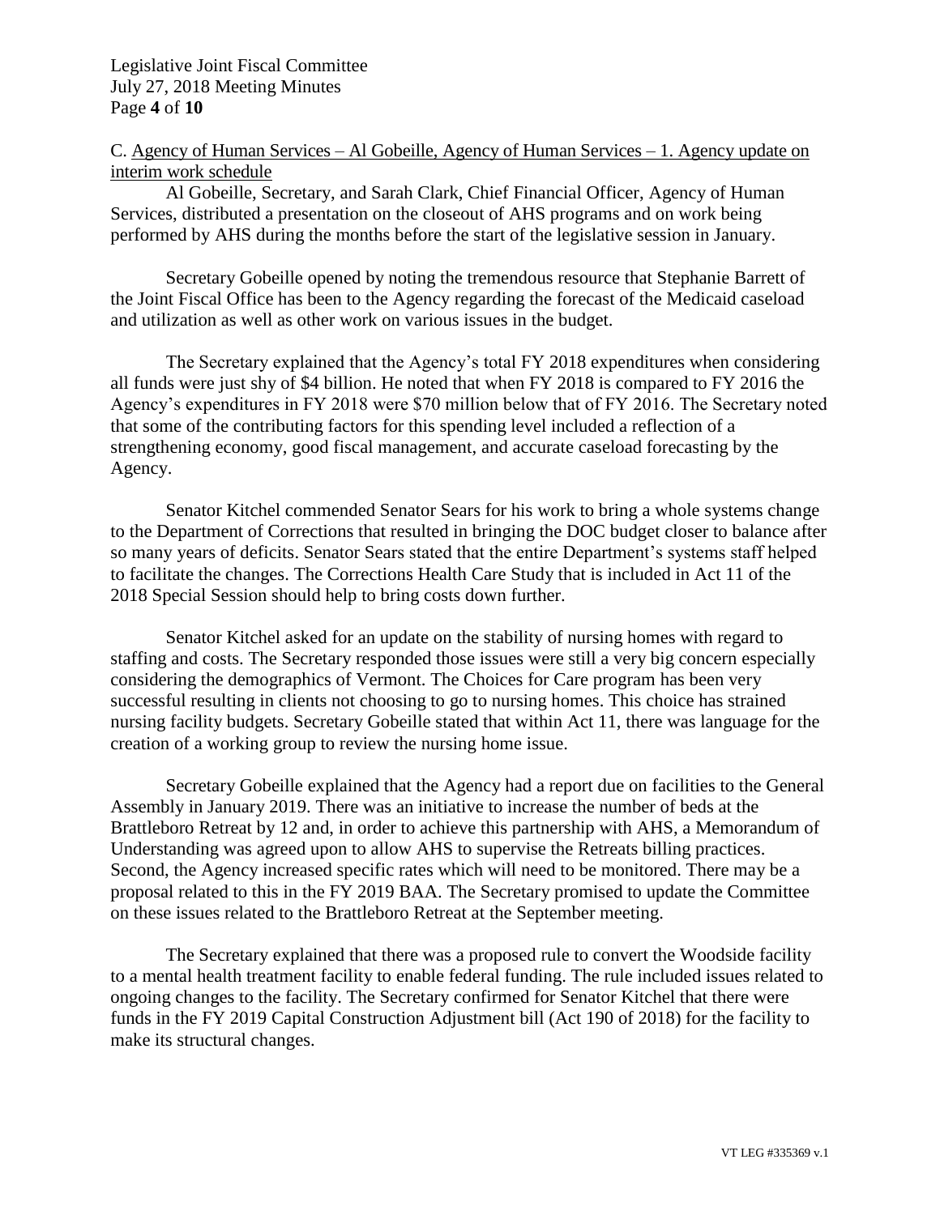C. Agency of Human Services – Al Gobeille, Agency of Human Services – 1. Agency update on interim work schedule

Al Gobeille, Secretary, and Sarah Clark, Chief Financial Officer, Agency of Human Services, distributed a presentation on the closeout of AHS programs and on work being performed by AHS during the months before the start of the legislative session in January.

Secretary Gobeille opened by noting the tremendous resource that Stephanie Barrett of the Joint Fiscal Office has been to the Agency regarding the forecast of the Medicaid caseload and utilization as well as other work on various issues in the budget.

The Secretary explained that the Agency's total FY 2018 expenditures when considering all funds were just shy of $4 billion. He noted that when FY 2018 is compared to FY 2016 the Agency's expenditures in FY 2018 were $70 million below that of FY 2016. The Secretary noted that some of the contributing factors for this spending level included a reflection of a strengthening economy, good fiscal management, and accurate caseload forecasting by the Agency.

Senator Kitchel commended Senator Sears for his work to bring a whole systems change to the Department of Corrections that resulted in bringing the DOC budget closer to balance after so many years of deficits. Senator Sears stated that the entire Department's systems staff helped to facilitate the changes. The Corrections Health Care Study that is included in Act 11 of the 2018 Special Session should help to bring costs down further.

Senator Kitchel asked for an update on the stability of nursing homes with regard to staffing and costs. The Secretary responded those issues were still a very big concern especially considering the demographics of Vermont. The Choices for Care program has been very successful resulting in clients not choosing to go to nursing homes. This choice has strained nursing facility budgets. Secretary Gobeille stated that within Act 11, there was language for the creation of a working group to review the nursing home issue.

Secretary Gobeille explained that the Agency had a report due on facilities to the General Assembly in January 2019. There was an initiative to increase the number of beds at the Brattleboro Retreat by 12 and, in order to achieve this partnership with AHS, a Memorandum of Understanding was agreed upon to allow AHS to supervise the Retreats billing practices. Second, the Agency increased specific rates which will need to be monitored. There may be a proposal related to this in the FY 2019 BAA. The Secretary promised to update the Committee on these issues related to the Brattleboro Retreat at the September meeting.

The Secretary explained that there was a proposed rule to convert the Woodside facility to a mental health treatment facility to enable federal funding. The rule included issues related to ongoing changes to the facility. The Secretary confirmed for Senator Kitchel that there were funds in the FY 2019 Capital Construction Adjustment bill (Act 190 of 2018) for the facility to make its structural changes.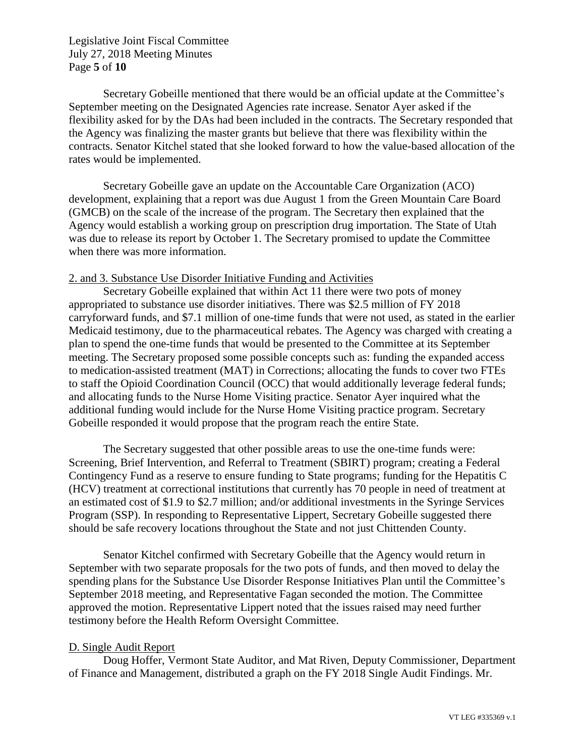Secretary Gobeille mentioned that there would be an official update at the Committee's September meeting on the Designated Agencies rate increase. Senator Ayer asked if the flexibility asked for by the DAs had been included in the contracts. The Secretary responded that the Agency was finalizing the master grants but believe that there was flexibility within the contracts. Senator Kitchel stated that she looked forward to how the value-based allocation of the rates would be implemented.

Secretary Gobeille gave an update on the Accountable Care Organization (ACO) development, explaining that a report was due August 1 from the Green Mountain Care Board (GMCB) on the scale of the increase of the program. The Secretary then explained that the Agency would establish a working group on prescription drug importation. The State of Utah was due to release its report by October 1. The Secretary promised to update the Committee when there was more information.

2. and 3. Substance Use Disorder Initiative Funding and Activities

Secretary Gobeille explained that within Act 11 there were two pots of money appropriated to substance use disorder initiatives. There was $2.5 million of FY 2018 carryforward funds, and $7.1 million of one-time funds that were not used, as stated in the earlier Medicaid testimony, due to the pharmaceutical rebates. The Agency was charged with creating a plan to spend the one-time funds that would be presented to the Committee at its September meeting. The Secretary proposed some possible concepts such as: funding the expanded access to medication-assisted treatment (MAT) in Corrections; allocating the funds to cover two FTEs to staff the Opioid Coordination Council (OCC) that would additionally leverage federal funds; and allocating funds to the Nurse Home Visiting practice. Senator Ayer inquired what the additional funding would include for the Nurse Home Visiting practice program. Secretary Gobeille responded it would propose that the program reach the entire State.

The Secretary suggested that other possible areas to use the one-time funds were: Screening, Brief Intervention, and Referral to Treatment (SBIRT) program; creating a Federal Contingency Fund as a reserve to ensure funding to State programs; funding for the Hepatitis C (HCV) treatment at correctional institutions that currently has 70 people in need of treatment at an estimated cost of $1.9 to $2.7 million; and/or additional investments in the Syringe Services Program (SSP). In responding to Representative Lippert, Secretary Gobeille suggested there should be safe recovery locations throughout the State and not just Chittenden County.

Senator Kitchel confirmed with Secretary Gobeille that the Agency would return in September with two separate proposals for the two pots of funds, and then moved to delay the spending plans for the Substance Use Disorder Response Initiatives Plan until the Committee's September 2018 meeting, and Representative Fagan seconded the motion. The Committee approved the motion. Representative Lippert noted that the issues raised may need further testimony before the Health Reform Oversight Committee.

D. Single Audit Report

Doug Hoffer, Vermont State Auditor, and Mat Riven, Deputy Commissioner, Department of Finance and Management, distributed a graph on the FY 2018 Single Audit Findings. Mr.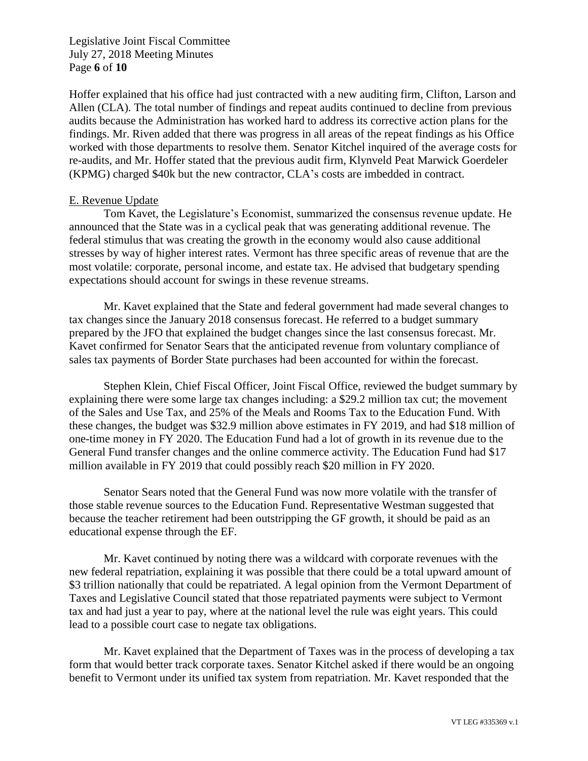Hoffer explained that his office had just contracted with a new auditing firm, Clifton, Larson and Allen (CLA). The total number of findings and repeat audits continued to decline from previous audits because the Administration has worked hard to address its corrective action plans for the findings. Mr. Riven added that there was progress in all areas of the repeat findings as his Office worked with those departments to resolve them. Senator Kitchel inquired of the average costs for re-audits, and Mr. Hoffer stated that the previous audit firm, Klynveld Peat Marwick Goerdeler (KPMG) charged $40k but the new contractor, CLA's costs are imbedded in contract.

E. Revenue Update

Tom Kavet, the Legislature's Economist, summarized the consensus revenue update. He announced that the State was in a cyclical peak that was generating additional revenue. The federal stimulus that was creating the growth in the economy would also cause additional stresses by way of higher interest rates. Vermont has three specific areas of revenue that are the most volatile: corporate, personal income, and estate tax. He advised that budgetary spending expectations should account for swings in these revenue streams.

Mr. Kavet explained that the State and federal government had made several changes to tax changes since the January 2018 consensus forecast. He referred to a budget summary prepared by the JFO that explained the budget changes since the last consensus forecast. Mr. Kavet confirmed for Senator Sears that the anticipated revenue from voluntary compliance of sales tax payments of Border State purchases had been accounted for within the forecast.

Stephen Klein, Chief Fiscal Officer, Joint Fiscal Office, reviewed the budget summary by explaining there were some large tax changes including: a $29.2 million tax cut; the movement of the Sales and Use Tax, and 25% of the Meals and Rooms Tax to the Education Fund. With these changes, the budget was $32.9 million above estimates in FY 2019, and had $18 million of one-time money in FY 2020. The Education Fund had a lot of growth in its revenue due to the General Fund transfer changes and the online commerce activity. The Education Fund had $17 million available in FY 2019 that could possibly reach $20 million in FY 2020.

Senator Sears noted that the General Fund was now more volatile with the transfer of those stable revenue sources to the Education Fund. Representative Westman suggested that because the teacher retirement had been outstripping the GF growth, it should be paid as an educational expense through the EF.

Mr. Kavet continued by noting there was a wildcard with corporate revenues with the new federal repatriation, explaining it was possible that there could be a total upward amount of $3 trillion nationally that could be repatriated. A legal opinion from the Vermont Department of Taxes and Legislative Council stated that those repatriated payments were subject to Vermont tax and had just a year to pay, where at the national level the rule was eight years. This could lead to a possible court case to negate tax obligations.

Mr. Kavet explained that the Department of Taxes was in the process of developing a tax form that would better track corporate taxes. Senator Kitchel asked if there would be an ongoing benefit to Vermont under its unified tax system from repatriation. Mr. Kavet responded that the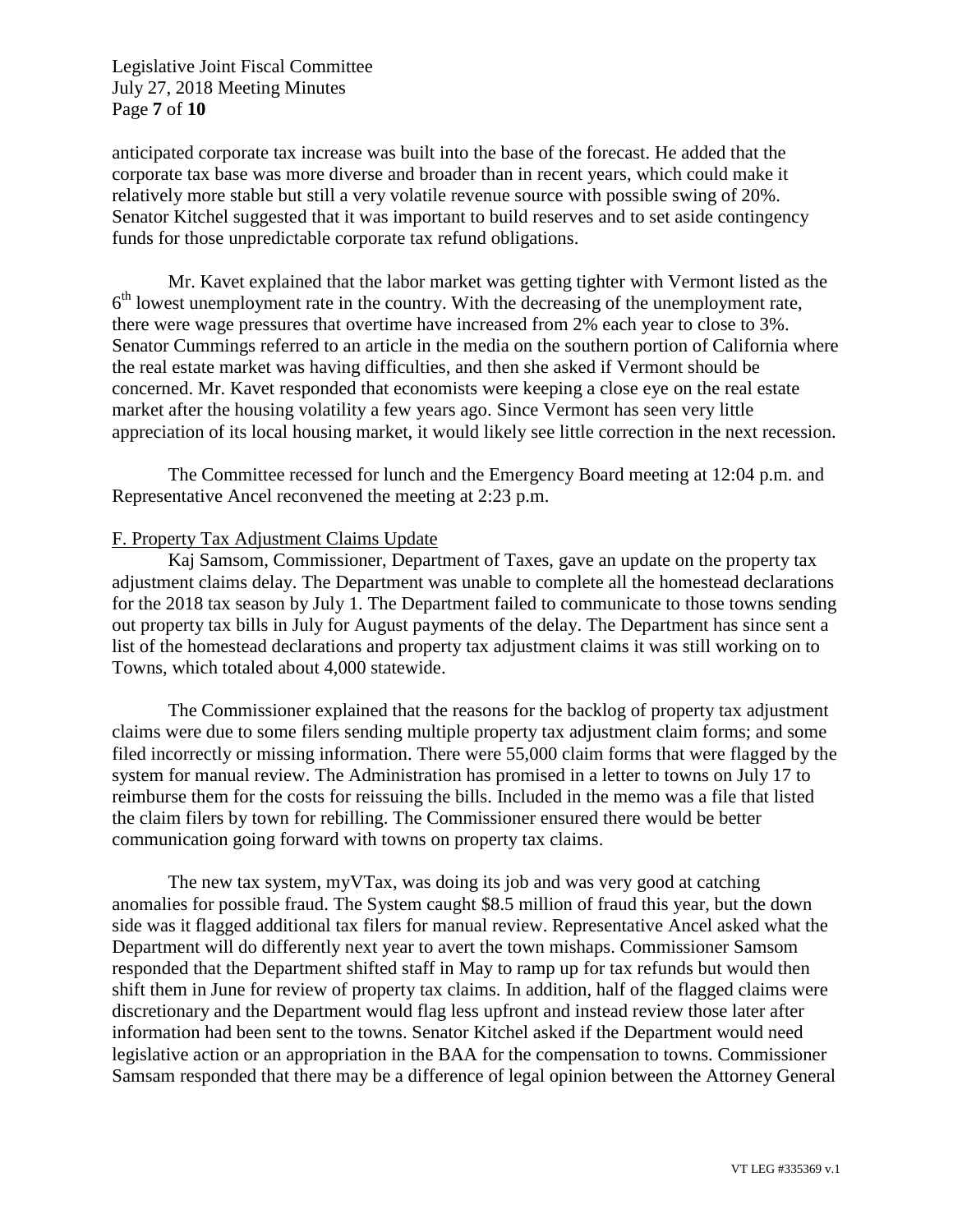anticipated corporate tax increase was built into the base of the forecast. He added that the corporate tax base was more diverse and broader than in recent years, which could make it relatively more stable but still a very volatile revenue source with possible swing of 20%. Senator Kitchel suggested that it was important to build reserves and to set aside contingency funds for those unpredictable corporate tax refund obligations.

Mr. Kavet explained that the labor market was getting tighter with Vermont listed as the 6th lowest unemployment rate in the country. With the decreasing of the unemployment rate, there were wage pressures that overtime have increased from 2% each year to close to 3%. Senator Cummings referred to an article in the media on the southern portion of California where the real estate market was having difficulties, and then she asked if Vermont should be concerned. Mr. Kavet responded that economists were keeping a close eye on the real estate market after the housing volatility a few years ago. Since Vermont has seen very little appreciation of its local housing market, it would likely see little correction in the next recession.

The Committee recessed for lunch and the Emergency Board meeting at 12:04 p.m. and Representative Ancel reconvened the meeting at 2:23 p.m.

F. Property Tax Adjustment Claims Update

Kaj Samsom, Commissioner, Department of Taxes, gave an update on the property tax adjustment claims delay. The Department was unable to complete all the homestead declarations for the 2018 tax season by July 1. The Department failed to communicate to those towns sending out property tax bills in July for August payments of the delay. The Department has since sent a list of the homestead declarations and property tax adjustment claims it was still working on to Towns, which totaled about 4,000 statewide.

The Commissioner explained that the reasons for the backlog of property tax adjustment claims were due to some filers sending multiple property tax adjustment claim forms; and some filed incorrectly or missing information. There were 55,000 claim forms that were flagged by the system for manual review. The Administration has promised in a letter to towns on July 17 to reimburse them for the costs for reissuing the bills. Included in the memo was a file that listed the claim filers by town for rebilling. The Commissioner ensured there would be better communication going forward with towns on property tax claims.

The new tax system, myVTax, was doing its job and was very good at catching anomalies for possible fraud. The System caught $8.5 million of fraud this year, but the down side was it flagged additional tax filers for manual review. Representative Ancel asked what the Department will do differently next year to avert the town mishaps. Commissioner Samsom responded that the Department shifted staff in May to ramp up for tax refunds but would then shift them in June for review of property tax claims. In addition, half of the flagged claims were discretionary and the Department would flag less upfront and instead review those later after information had been sent to the towns. Senator Kitchel asked if the Department would need legislative action or an appropriation in the BAA for the compensation to towns. Commissioner Samsam responded that there may be a difference of legal opinion between the Attorney General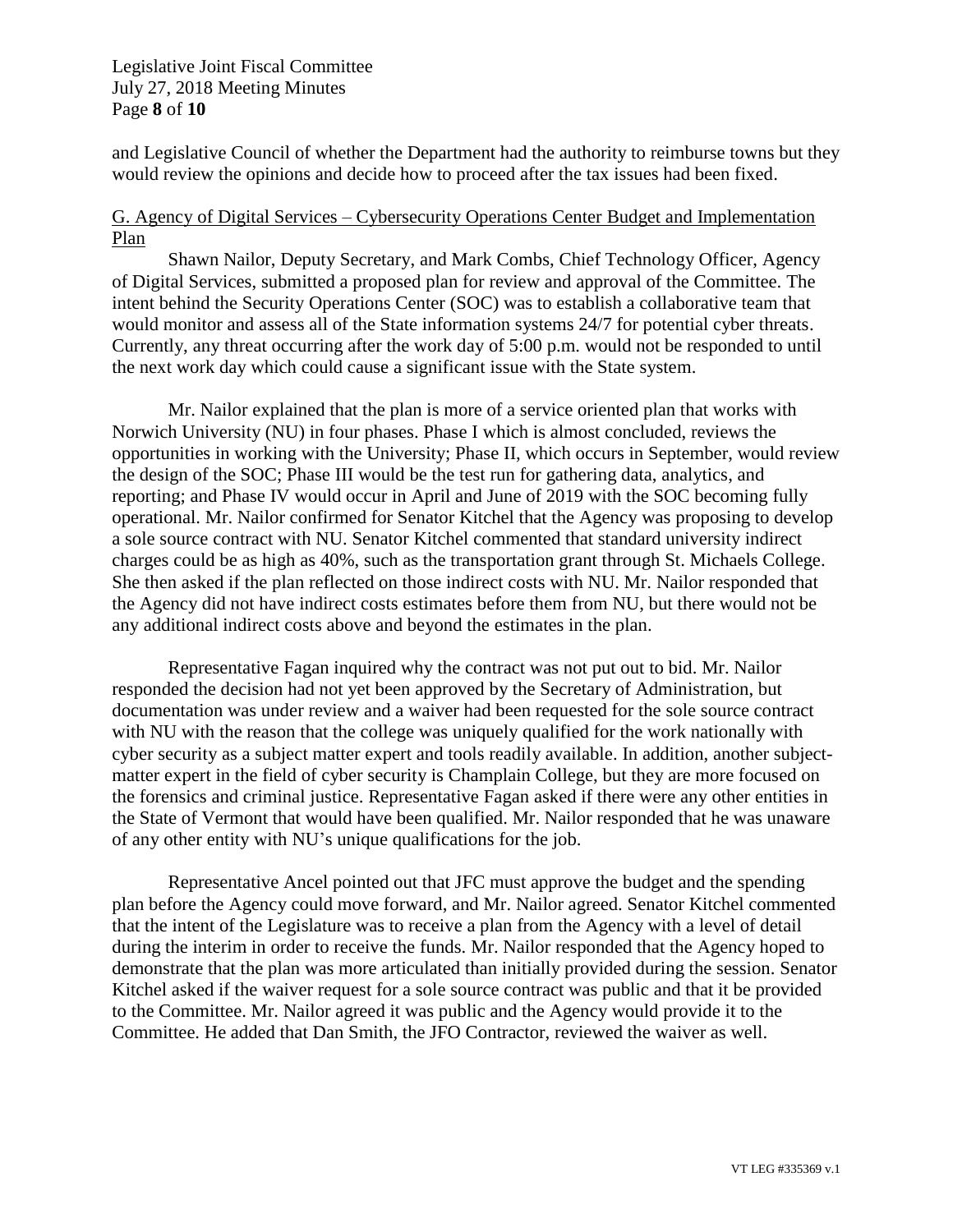and Legislative Council of whether the Department had the authority to reimburse towns but they would review the opinions and decide how to proceed after the tax issues had been fixed.

G. Agency of Digital Services – Cybersecurity Operations Center Budget and Implementation Plan

Shawn Nailor, Deputy Secretary, and Mark Combs, Chief Technology Officer, Agency of Digital Services, submitted a proposed plan for review and approval of the Committee. The intent behind the Security Operations Center (SOC) was to establish a collaborative team that would monitor and assess all of the State information systems 24/7 for potential cyber threats. Currently, any threat occurring after the work day of 5:00 p.m. would not be responded to until the next work day which could cause a significant issue with the State system.

Mr. Nailor explained that the plan is more of a service oriented plan that works with Norwich University (NU) in four phases. Phase I which is almost concluded, reviews the opportunities in working with the University; Phase II, which occurs in September, would review the design of the SOC; Phase III would be the test run for gathering data, analytics, and reporting; and Phase IV would occur in April and June of 2019 with the SOC becoming fully operational. Mr. Nailor confirmed for Senator Kitchel that the Agency was proposing to develop a sole source contract with NU. Senator Kitchel commented that standard university indirect charges could be as high as 40%, such as the transportation grant through St. Michaels College. She then asked if the plan reflected on those indirect costs with NU. Mr. Nailor responded that the Agency did not have indirect costs estimates before them from NU, but there would not be any additional indirect costs above and beyond the estimates in the plan.

Representative Fagan inquired why the contract was not put out to bid. Mr. Nailor responded the decision had not yet been approved by the Secretary of Administration, but documentation was under review and a waiver had been requested for the sole source contract with NU with the reason that the college was uniquely qualified for the work nationally with cyber security as a subject matter expert and tools readily available. In addition, another subject-matter expert in the field of cyber security is Champlain College, but they are more focused on the forensics and criminal justice. Representative Fagan asked if there were any other entities in the State of Vermont that would have been qualified. Mr. Nailor responded that he was unaware of any other entity with NU's unique qualifications for the job.

Representative Ancel pointed out that JFC must approve the budget and the spending plan before the Agency could move forward, and Mr. Nailor agreed. Senator Kitchel commented that the intent of the Legislature was to receive a plan from the Agency with a level of detail during the interim in order to receive the funds. Mr. Nailor responded that the Agency hoped to demonstrate that the plan was more articulated than initially provided during the session. Senator Kitchel asked if the waiver request for a sole source contract was public and that it be provided to the Committee. Mr. Nailor agreed it was public and the Agency would provide it to the Committee. He added that Dan Smith, the JFO Contractor, reviewed the waiver as well.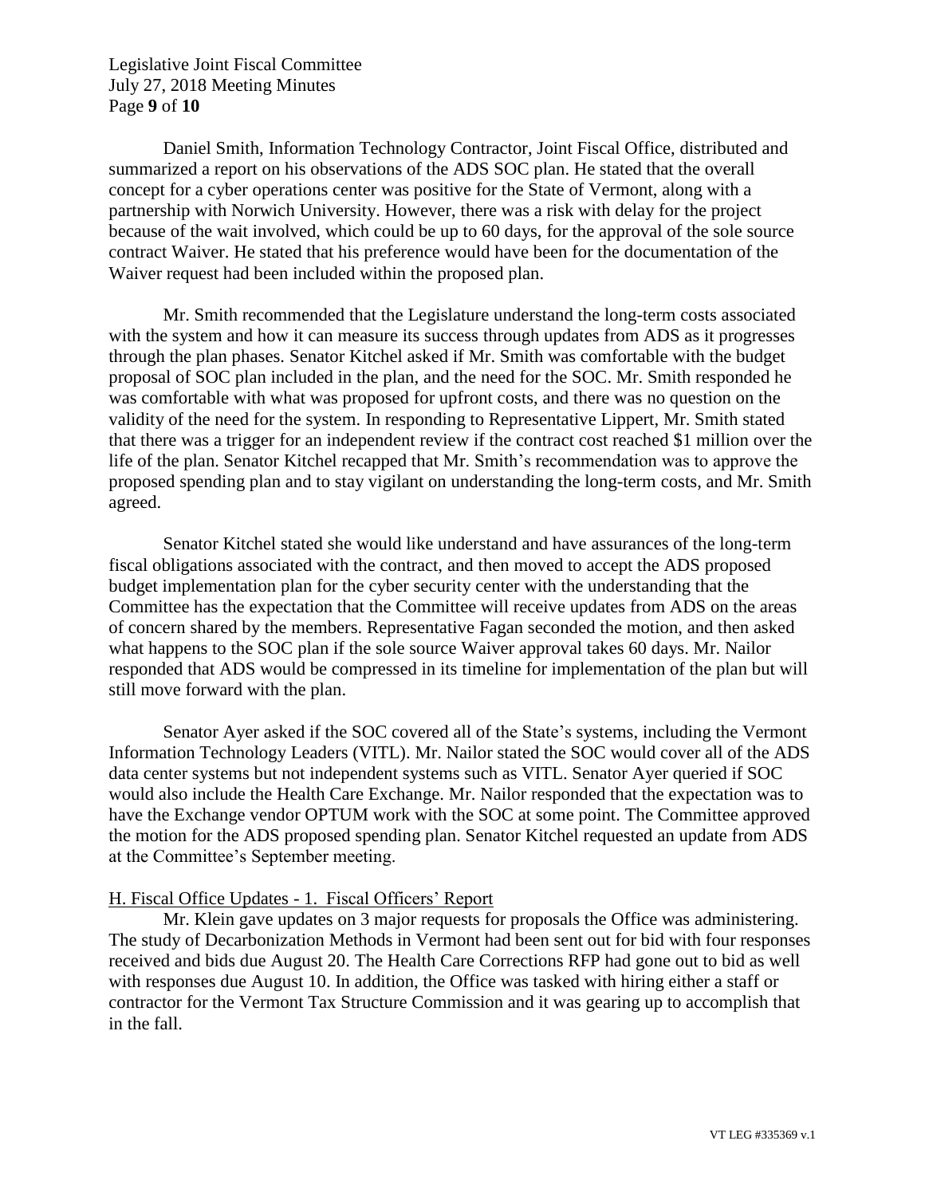Daniel Smith, Information Technology Contractor, Joint Fiscal Office, distributed and summarized a report on his observations of the ADS SOC plan. He stated that the overall concept for a cyber operations center was positive for the State of Vermont, along with a partnership with Norwich University. However, there was a risk with delay for the project because of the wait involved, which could be up to 60 days, for the approval of the sole source contract Waiver. He stated that his preference would have been for the documentation of the Waiver request had been included within the proposed plan.

Mr. Smith recommended that the Legislature understand the long-term costs associated with the system and how it can measure its success through updates from ADS as it progresses through the plan phases. Senator Kitchel asked if Mr. Smith was comfortable with the budget proposal of SOC plan included in the plan, and the need for the SOC. Mr. Smith responded he was comfortable with what was proposed for upfront costs, and there was no question on the validity of the need for the system. In responding to Representative Lippert, Mr. Smith stated that there was a trigger for an independent review if the contract cost reached $1 million over the life of the plan. Senator Kitchel recapped that Mr. Smith's recommendation was to approve the proposed spending plan and to stay vigilant on understanding the long-term costs, and Mr. Smith agreed.

Senator Kitchel stated she would like understand and have assurances of the long-term fiscal obligations associated with the contract, and then moved to accept the ADS proposed budget implementation plan for the cyber security center with the understanding that the Committee has the expectation that the Committee will receive updates from ADS on the areas of concern shared by the members. Representative Fagan seconded the motion, and then asked what happens to the SOC plan if the sole source Waiver approval takes 60 days. Mr. Nailor responded that ADS would be compressed in its timeline for implementation of the plan but will still move forward with the plan.

Senator Ayer asked if the SOC covered all of the State's systems, including the Vermont Information Technology Leaders (VITL). Mr. Nailor stated the SOC would cover all of the ADS data center systems but not independent systems such as VITL. Senator Ayer queried if SOC would also include the Health Care Exchange. Mr. Nailor responded that the expectation was to have the Exchange vendor OPTUM work with the SOC at some point. The Committee approved the motion for the ADS proposed spending plan. Senator Kitchel requested an update from ADS at the Committee's September meeting.

H. Fiscal Office Updates - 1. Fiscal Officers' Report

Mr. Klein gave updates on 3 major requests for proposals the Office was administering. The study of Decarbonization Methods in Vermont had been sent out for bid with four responses received and bids due August 20. The Health Care Corrections RFP had gone out to bid as well with responses due August 10. In addition, the Office was tasked with hiring either a staff or contractor for the Vermont Tax Structure Commission and it was gearing up to accomplish that in the fall.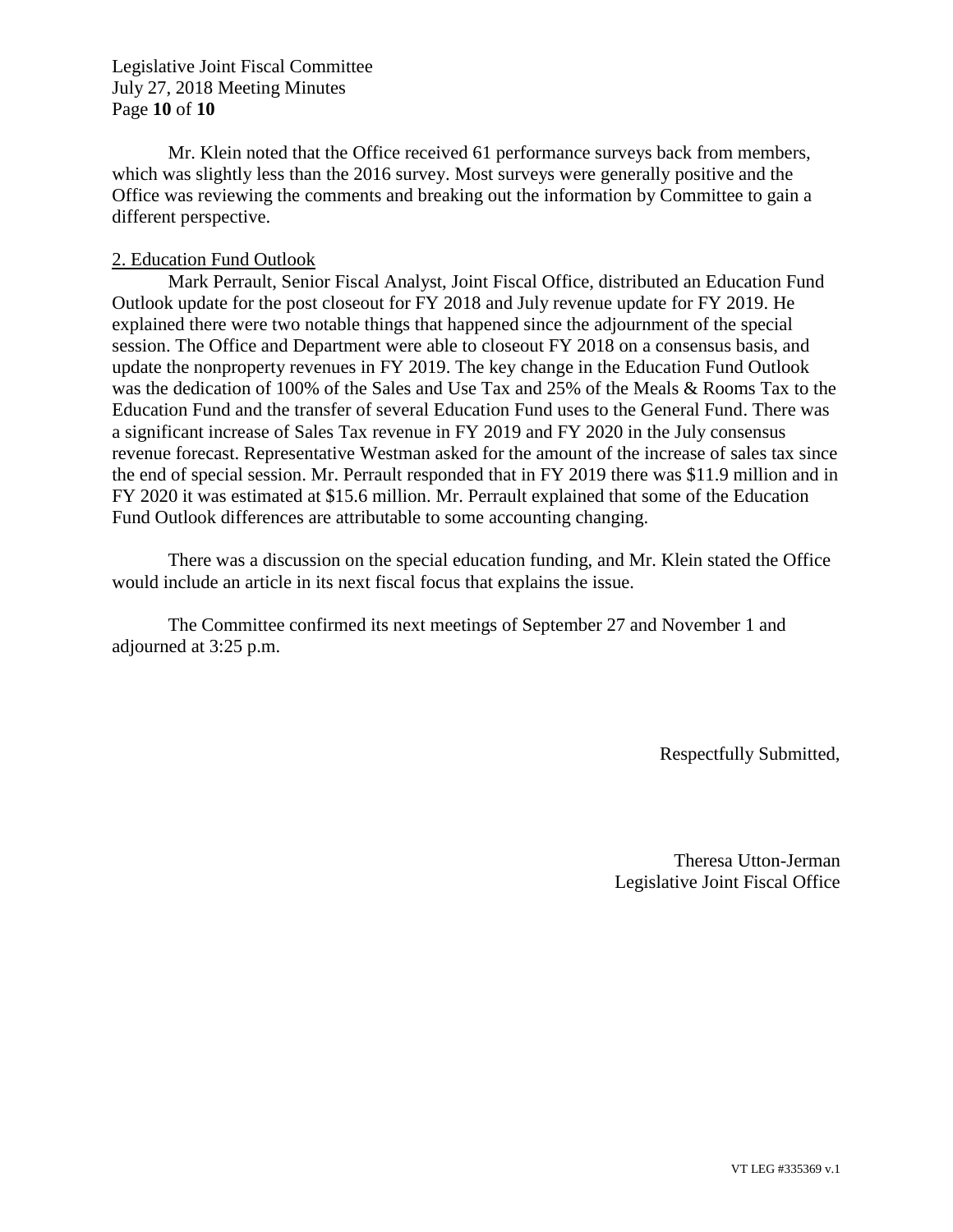Mr. Klein noted that the Office received 61 performance surveys back from members, which was slightly less than the 2016 survey. Most surveys were generally positive and the Office was reviewing the comments and breaking out the information by Committee to gain a different perspective.

2. Education Fund Outlook

Mark Perrault, Senior Fiscal Analyst, Joint Fiscal Office, distributed an Education Fund Outlook update for the post closeout for FY 2018 and July revenue update for FY 2019. He explained there were two notable things that happened since the adjournment of the special session. The Office and Department were able to closeout FY 2018 on a consensus basis, and update the nonproperty revenues in FY 2019. The key change in the Education Fund Outlook was the dedication of 100% of the Sales and Use Tax and 25% of the Meals & Rooms Tax to the Education Fund and the transfer of several Education Fund uses to the General Fund. There was a significant increase of Sales Tax revenue in FY 2019 and FY 2020 in the July consensus revenue forecast. Representative Westman asked for the amount of the increase of sales tax since the end of special session. Mr. Perrault responded that in FY 2019 there was $11.9 million and in FY 2020 it was estimated at $15.6 million. Mr. Perrault explained that some of the Education Fund Outlook differences are attributable to some accounting changing.

There was a discussion on the special education funding, and Mr. Klein stated the Office would include an article in its next fiscal focus that explains the issue.

The Committee confirmed its next meetings of September 27 and November 1 and adjourned at 3:25 p.m.

Respectfully Submitted,

Theresa Utton-Jerman
Legislative Joint Fiscal Office

VT LEG #335369 v.1